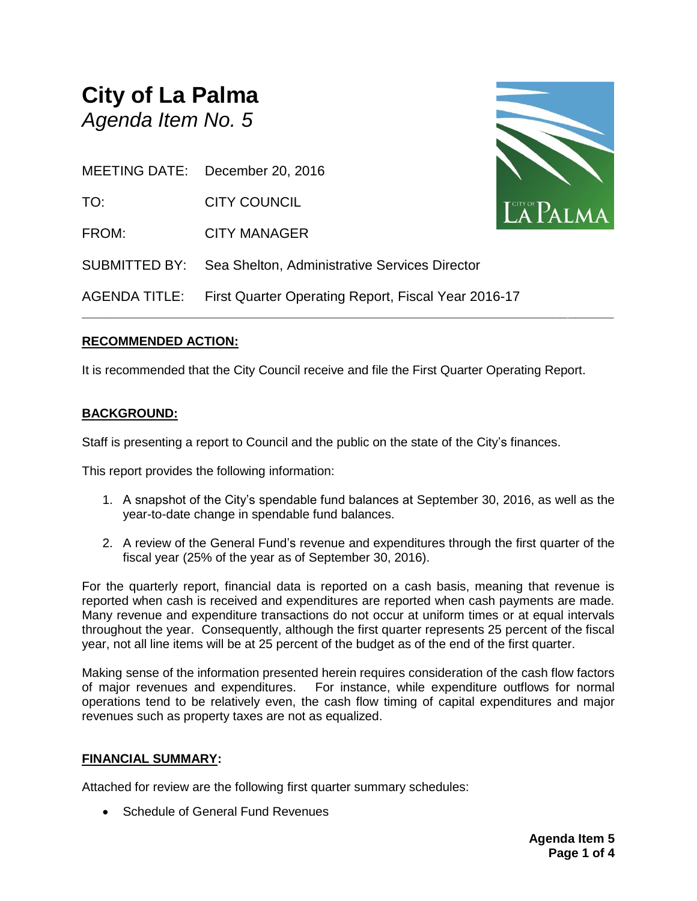# City of La Palma

*Agenda Item No. 5*

MEETING DATE: December 20, 2016

TO: CITY COUNCIL

FROM: CITY MANAGER

SUBMITTED BY: Sea Shelton, Administrative Services Director

AGENDA TITLE: First Quarter Operating Report, Fiscal Year 2016-17

---

**RECOMMENDED ACTION:**

It is recommended that the City Council receive and file the First Quarter Operating Report.

**BACKGROUND:**

Staff is presenting a report to Council and the public on the state of the City's finances.

This report provides the following information:

1. A snapshot of the City's spendable fund balances at September 30, 2016, as well as the year-to-date change in spendable fund balances.
2. A review of the General Fund's revenue and expenditures through the first quarter of the fiscal year (25% of the year as of September 30, 2016).

For the quarterly report, financial data is reported on a cash basis, meaning that revenue is reported when cash is received and expenditures are reported when cash payments are made. Many revenue and expenditure transactions do not occur at uniform times or at equal intervals throughout the year. Consequently, although the first quarter represents 25 percent of the fiscal year, not all line items will be at 25 percent of the budget as of the end of the first quarter.

Making sense of the information presented herein requires consideration of the cash flow factors of major revenues and expenditures. For instance, while expenditure outflows for normal operations tend to be relatively even, the cash flow timing of capital expenditures and major revenues such as property taxes are not as equalized.

**FINANCIAL SUMMARY:**

Attached for review are the following first quarter summary schedules:

- Schedule of General Fund Revenues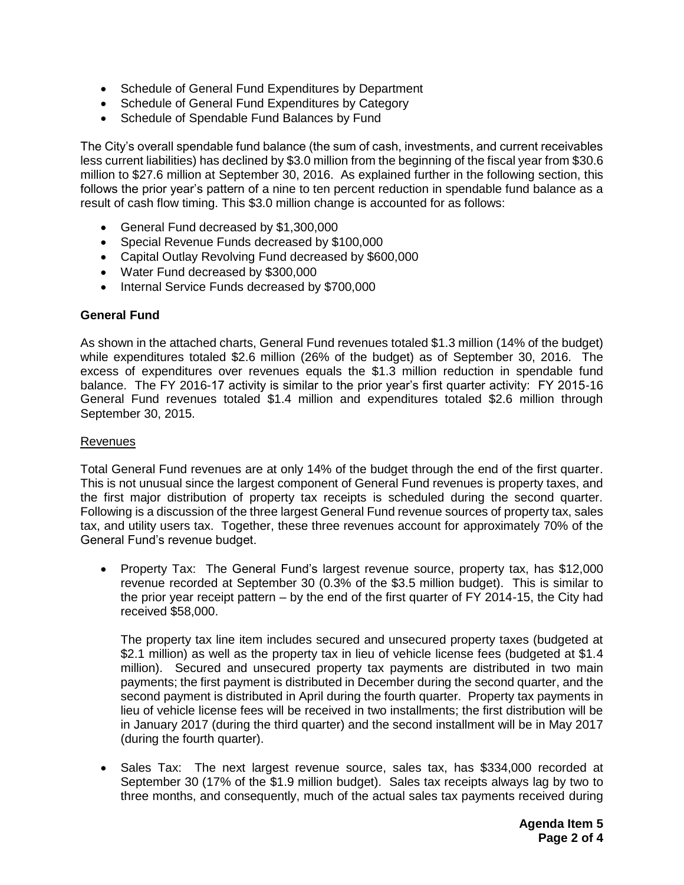- Schedule of General Fund Expenditures by Department
- Schedule of General Fund Expenditures by Category
- Schedule of Spendable Fund Balances by Fund

The City's overall spendable fund balance (the sum of cash, investments, and current receivables less current liabilities) has declined by $3.0 million from the beginning of the fiscal year from $30.6 million to $27.6 million at September 30, 2016. As explained further in the following section, this follows the prior year's pattern of a nine to ten percent reduction in spendable fund balance as a result of cash flow timing. This $3.0 million change is accounted for as follows:

- General Fund decreased by $1,300,000
- Special Revenue Funds decreased by $100,000
- Capital Outlay Revolving Fund decreased by $600,000
- Water Fund decreased by $300,000
- Internal Service Funds decreased by $700,000

**General Fund**

As shown in the attached charts, General Fund revenues totaled $1.3 million (14% of the budget) while expenditures totaled $2.6 million (26% of the budget) as of September 30, 2016. The excess of expenditures over revenues equals the $1.3 million reduction in spendable fund balance. The FY 2016-17 activity is similar to the prior year's first quarter activity: FY 2015-16 General Fund revenues totaled $1.4 million and expenditures totaled $2.6 million through September 30, 2015.

Revenues

Total General Fund revenues are at only 14% of the budget through the end of the first quarter. This is not unusual since the largest component of General Fund revenues is property taxes, and the first major distribution of property tax receipts is scheduled during the second quarter. Following is a discussion of the three largest General Fund revenue sources of property tax, sales tax, and utility users tax. Together, these three revenues account for approximately 70% of the General Fund's revenue budget.

- Property Tax: The General Fund's largest revenue source, property tax, has $12,000 revenue recorded at September 30 (0.3% of the $3.5 million budget). This is similar to the prior year receipt pattern – by the end of the first quarter of FY 2014-15, the City had received $58,000.

  The property tax line item includes secured and unsecured property taxes (budgeted at $2.1 million) as well as the property tax in lieu of vehicle license fees (budgeted at $1.4 million). Secured and unsecured property tax payments are distributed in two main payments; the first payment is distributed in December during the second quarter, and the second payment is distributed in April during the fourth quarter. Property tax payments in lieu of vehicle license fees will be received in two installments; the first distribution will be in January 2017 (during the third quarter) and the second installment will be in May 2017 (during the fourth quarter).

- Sales Tax: The next largest revenue source, sales tax, has $334,000 recorded at September 30 (17% of the $1.9 million budget). Sales tax receipts always lag by two to three months, and consequently, much of the actual sales tax payments received during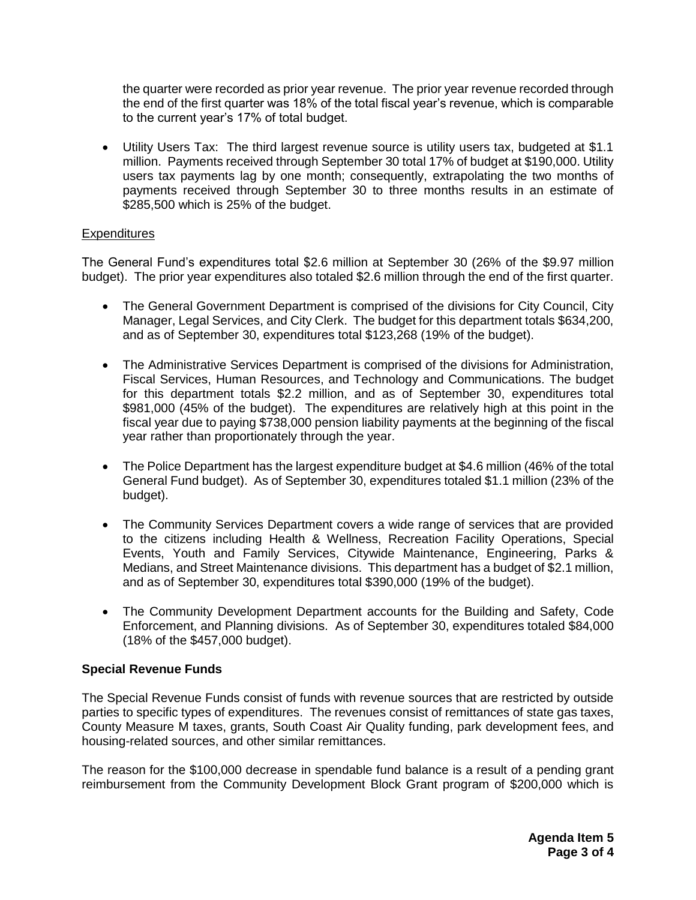the quarter were recorded as prior year revenue. The prior year revenue recorded through the end of the first quarter was 18% of the total fiscal year's revenue, which is comparable to the current year's 17% of total budget.

- Utility Users Tax: The third largest revenue source is utility users tax, budgeted at $1.1 million. Payments received through September 30 total 17% of budget at $190,000. Utility users tax payments lag by one month; consequently, extrapolating the two months of payments received through September 30 to three months results in an estimate of $285,500 which is 25% of the budget.

<u>Expenditures</u>

The General Fund's expenditures total $2.6 million at September 30 (26% of the $9.97 million budget). The prior year expenditures also totaled $2.6 million through the end of the first quarter.

- The General Government Department is comprised of the divisions for City Council, City Manager, Legal Services, and City Clerk. The budget for this department totals $634,200, and as of September 30, expenditures total $123,268 (19% of the budget).

- The Administrative Services Department is comprised of the divisions for Administration, Fiscal Services, Human Resources, and Technology and Communications. The budget for this department totals $2.2 million, and as of September 30, expenditures total $981,000 (45% of the budget). The expenditures are relatively high at this point in the fiscal year due to paying $738,000 pension liability payments at the beginning of the fiscal year rather than proportionately through the year.

- The Police Department has the largest expenditure budget at $4.6 million (46% of the total General Fund budget). As of September 30, expenditures totaled $1.1 million (23% of the budget).

- The Community Services Department covers a wide range of services that are provided to the citizens including Health & Wellness, Recreation Facility Operations, Special Events, Youth and Family Services, Citywide Maintenance, Engineering, Parks & Medians, and Street Maintenance divisions. This department has a budget of $2.1 million, and as of September 30, expenditures total $390,000 (19% of the budget).

- The Community Development Department accounts for the Building and Safety, Code Enforcement, and Planning divisions. As of September 30, expenditures totaled $84,000 (18% of the $457,000 budget).

**Special Revenue Funds**

The Special Revenue Funds consist of funds with revenue sources that are restricted by outside parties to specific types of expenditures. The revenues consist of remittances of state gas taxes, County Measure M taxes, grants, South Coast Air Quality funding, park development fees, and housing-related sources, and other similar remittances.

The reason for the $100,000 decrease in spendable fund balance is a result of a pending grant reimbursement from the Community Development Block Grant program of $200,000 which is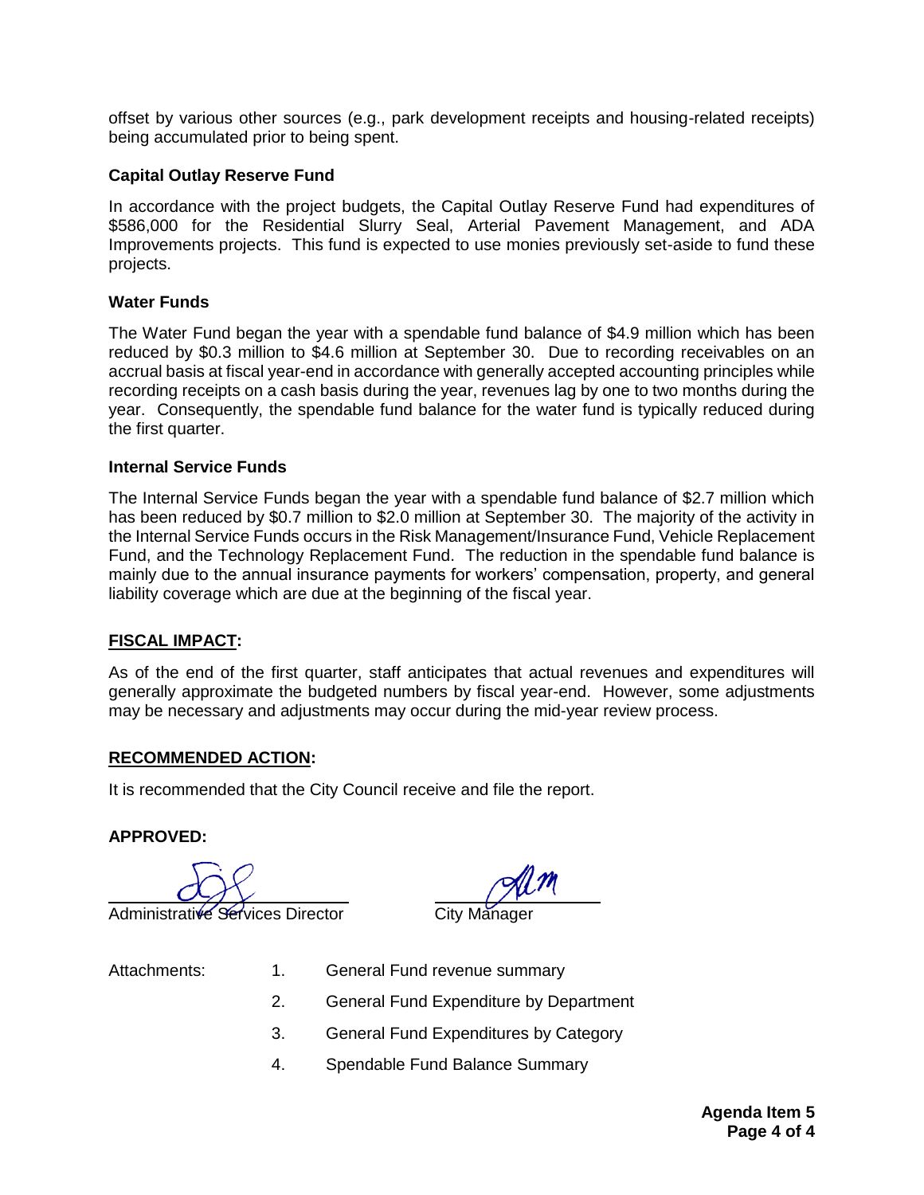offset by various other sources (e.g., park development receipts and housing-related receipts) being accumulated prior to being spent.

**Capital Outlay Reserve Fund**

In accordance with the project budgets, the Capital Outlay Reserve Fund had expenditures of $586,000 for the Residential Slurry Seal, Arterial Pavement Management, and ADA Improvements projects. This fund is expected to use monies previously set-aside to fund these projects.

**Water Funds**

The Water Fund began the year with a spendable fund balance of $4.9 million which has been reduced by $0.3 million to $4.6 million at September 30. Due to recording receivables on an accrual basis at fiscal year-end in accordance with generally accepted accounting principles while recording receipts on a cash basis during the year, revenues lag by one to two months during the year. Consequently, the spendable fund balance for the water fund is typically reduced during the first quarter.

**Internal Service Funds**

The Internal Service Funds began the year with a spendable fund balance of $2.7 million which has been reduced by $0.7 million to $2.0 million at September 30. The majority of the activity in the Internal Service Funds occurs in the Risk Management/Insurance Fund, Vehicle Replacement Fund, and the Technology Replacement Fund. The reduction in the spendable fund balance is mainly due to the annual insurance payments for workers' compensation, property, and general liability coverage which are due at the beginning of the fiscal year.

**FISCAL IMPACT:**

As of the end of the first quarter, staff anticipates that actual revenues and expenditures will generally approximate the budgeted numbers by fiscal year-end. However, some adjustments may be necessary and adjustments may occur during the mid-year review process.

**RECOMMENDED ACTION:**

It is recommended that the City Council receive and file the report.

**APPROVED:**

Administrative Services Director

City Manager

Attachments:

1. General Fund revenue summary
2. General Fund Expenditure by Department
3. General Fund Expenditures by Category
4. Spendable Fund Balance Summary

**Agenda Item 5**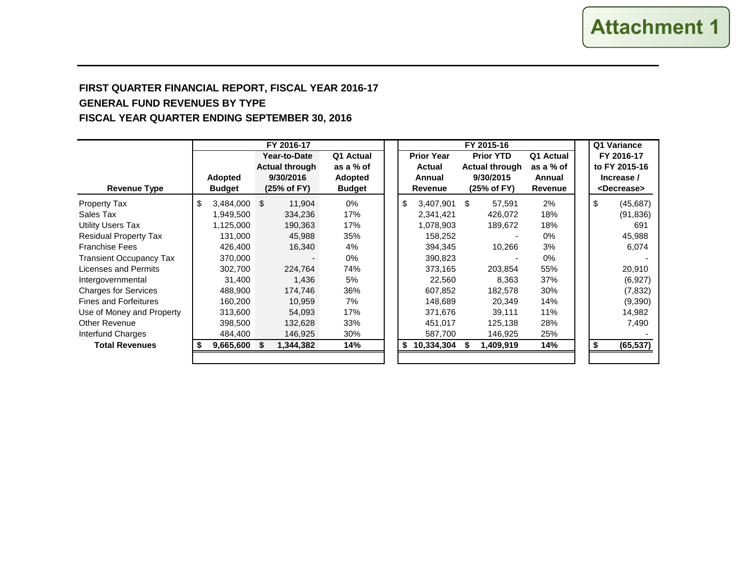Attachment 1

**FIRST QUARTER FINANCIAL REPORT, FISCAL YEAR 2016-17**
**GENERAL FUND REVENUES BY TYPE**
**FISCAL YEAR QUARTER ENDING SEPTEMBER 30, 2016**

| | FY 2016-17 | | | FY 2015-16 | | | Q1 Variance |
|---|---|---|---|---|---|---|---|
| **Revenue Type** | **Adopted Budget** | **Year-to-Date Actual through 9/30/2016 (25% of FY)** | **Q1 Actual as a % of Adopted Budget** | **Prior Year Actual Annual Revenue** | **Prior YTD Actual through 9/30/2015 (25% of FY)** | **Q1 Actual as a % of Annual Revenue** | **FY 2016-17 to FY 2015-16 Increase / <Decrease>** |
| Property Tax | $ 3,484,000 | $ 11,904 | 0% | $ 3,407,901 | $ 57,591 | 2% | $ (45,687) |
| Sales Tax | 1,949,500 | 334,236 | 17% | 2,341,421 | 426,072 | 18% | (91,836) |
| Utility Users Tax | 1,125,000 | 190,363 | 17% | 1,078,903 | 189,672 | 18% | 691 |
| Residual Property Tax | 131,000 | 45,988 | 35% | 158,252 | - | 0% | 45,988 |
| Franchise Fees | 426,400 | 16,340 | 4% | 394,345 | 10,266 | 3% | 6,074 |
| Transient Occupancy Tax | 370,000 | - | 0% | 390,823 | - | 0% | - |
| Licenses and Permits | 302,700 | 224,764 | 74% | 373,165 | 203,854 | 55% | 20,910 |
| Intergovernmental | 31,400 | 1,436 | 5% | 22,560 | 8,363 | 37% | (6,927) |
| Charges for Services | 488,900 | 174,746 | 36% | 607,852 | 182,578 | 30% | (7,832) |
| Fines and Forfeitures | 160,200 | 10,959 | 7% | 148,689 | 20,349 | 14% | (9,390) |
| Use of Money and Property | 313,600 | 54,093 | 17% | 371,676 | 39,111 | 11% | 14,982 |
| Other Revenue | 398,500 | 132,628 | 33% | 451,017 | 125,138 | 28% | 7,490 |
| Interfund Charges | 484,400 | 146,925 | 30% | 587,700 | 146,925 | 25% | - |
| **Total Revenues** | **$ 9,665,600** | **$ 1,344,382** | **14%** | **$ 10,334,304** | **$ 1,409,919** | **14%** | **$ (65,537)** |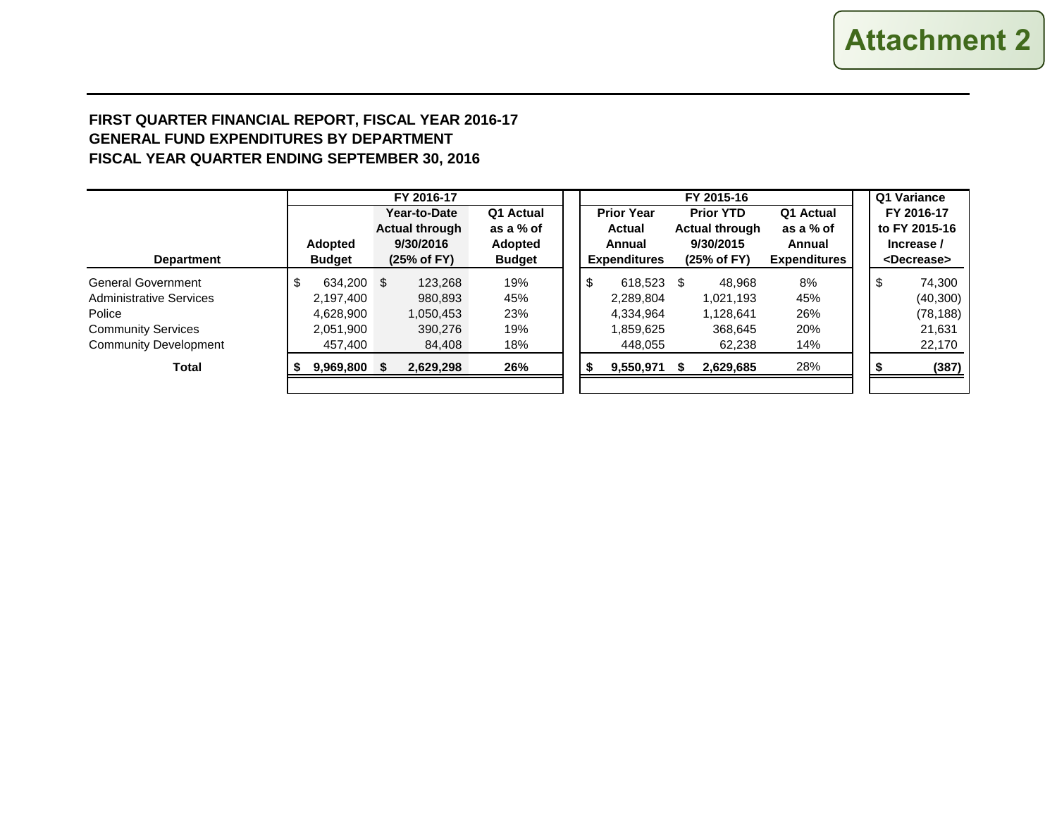**Attachment 2**

### FIRST QUARTER FINANCIAL REPORT, FISCAL YEAR 2016-17
### GENERAL FUND EXPENDITURES BY DEPARTMENT
### FISCAL YEAR QUARTER ENDING SEPTEMBER 30, 2016

| | FY 2016-17 | | | FY 2015-16 | | | Q1 Variance |
|---|---|---|---|---|---|---|---|
| **Department** | **Adopted Budget** | **Year-to-Date Actual through 9/30/2016 (25% of FY)** | **Q1 Actual as a % of Adopted Budget** | **Prior Year Actual Annual Expenditures** | **Prior YTD Actual through 9/30/2015 (25% of FY)** | **Q1 Actual as a % of Annual Expenditures** | **FY 2016-17 to FY 2015-16 Increase / <Decrease>** |
| General Government | $ 634,200 | $ 123,268 | 19% | $ 618,523 | $ 48,968 | 8% | $ 74,300 |
| Administrative Services | 2,197,400 | 980,893 | 45% | 2,289,804 | 1,021,193 | 45% | (40,300) |
| Police | 4,628,900 | 1,050,453 | 23% | 4,334,964 | 1,128,641 | 26% | (78,188) |
| Community Services | 2,051,900 | 390,276 | 19% | 1,859,625 | 368,645 | 20% | 21,631 |
| Community Development | 457,400 | 84,408 | 18% | 448,055 | 62,238 | 14% | 22,170 |
| **Total** | **$ 9,969,800** | **$ 2,629,298** | **26%** | **$ 9,550,971** | **$ 2,629,685** | 28% | **$ (387)** |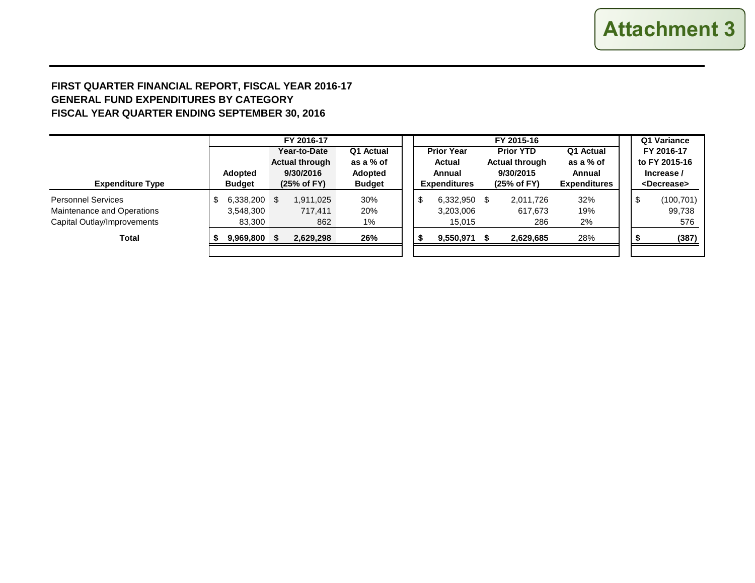Attachment 3

**FIRST QUARTER FINANCIAL REPORT, FISCAL YEAR 2016-17**
**GENERAL FUND EXPENDITURES BY CATEGORY**
**FISCAL YEAR QUARTER ENDING SEPTEMBER 30, 2016**

| | FY 2016-17 | | | FY 2015-16 | | | Q1 Variance |
|---|---|---|---|---|---|---|---|
| **Expenditure Type** | **Adopted Budget** | **Year-to-Date Actual through 9/30/2016 (25% of FY)** | **Q1 Actual as a % of Adopted Budget** | **Prior Year Actual Annual Expenditures** | **Prior YTD Actual through 9/30/2015 (25% of FY)** | **Q1 Actual as a % of Annual Expenditures** | **FY 2016-17 to FY 2015-16 Increase / <Decrease>** |
| Personnel Services | $ 6,338,200 | $ 1,911,025 | 30% | $ 6,332,950 | $ 2,011,726 | 32% | $ (100,701) |
| Maintenance and Operations | 3,548,300 | 717,411 | 20% | 3,203,006 | 617,673 | 19% | 99,738 |
| Capital Outlay/Improvements | 83,300 | 862 | 1% | 15,015 | 286 | 2% | 576 |
| **Total** | **$ 9,969,800** | **$ 2,629,298** | **26%** | **$ 9,550,971** | **$ 2,629,685** | 28% | **$ (387)** |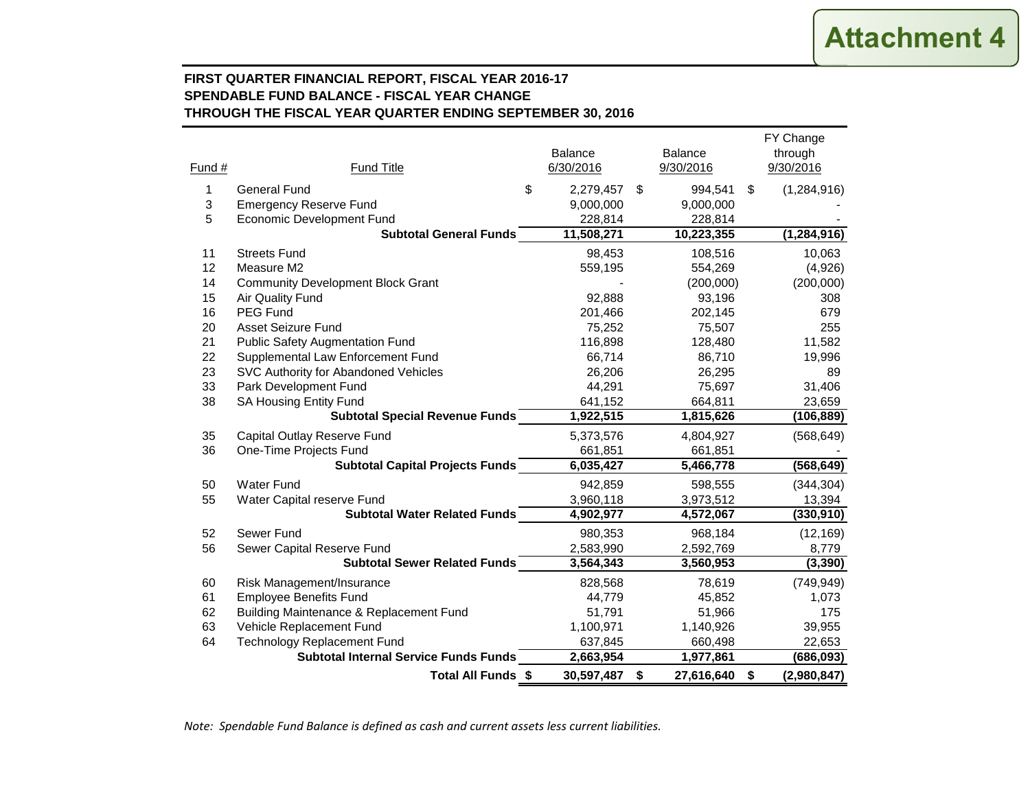Attachment 4

**FIRST QUARTER FINANCIAL REPORT, FISCAL YEAR 2016-17**
**SPENDABLE FUND BALANCE - FISCAL YEAR CHANGE**
**THROUGH THE FISCAL YEAR QUARTER ENDING SEPTEMBER 30, 2016**

| Fund # | Fund Title | Balance 6/30/2016 | Balance 9/30/2016 | FY Change through 9/30/2016 |
|---|---|---|---|---|
| 1 | General Fund | $ 2,279,457 | $ 994,541 | $ (1,284,916) |
| 3 | Emergency Reserve Fund | 9,000,000 | 9,000,000 | - |
| 5 | Economic Development Fund | 228,814 | 228,814 | - |
| | **Subtotal General Funds** | **11,508,271** | **10,223,355** | **(1,284,916)** |
| 11 | Streets Fund | 98,453 | 108,516 | 10,063 |
| 12 | Measure M2 | 559,195 | 554,269 | (4,926) |
| 14 | Community Development Block Grant | - | (200,000) | (200,000) |
| 15 | Air Quality Fund | 92,888 | 93,196 | 308 |
| 16 | PEG Fund | 201,466 | 202,145 | 679 |
| 20 | Asset Seizure Fund | 75,252 | 75,507 | 255 |
| 21 | Public Safety Augmentation Fund | 116,898 | 128,480 | 11,582 |
| 22 | Supplemental Law Enforcement Fund | 66,714 | 86,710 | 19,996 |
| 23 | SVC Authority for Abandoned Vehicles | 26,206 | 26,295 | 89 |
| 33 | Park Development Fund | 44,291 | 75,697 | 31,406 |
| 38 | SA Housing Entity Fund | 641,152 | 664,811 | 23,659 |
| | **Subtotal Special Revenue Funds** | **1,922,515** | **1,815,626** | **(106,889)** |
| 35 | Capital Outlay Reserve Fund | 5,373,576 | 4,804,927 | (568,649) |
| 36 | One-Time Projects Fund | 661,851 | 661,851 | - |
| | **Subtotal Capital Projects Funds** | **6,035,427** | **5,466,778** | **(568,649)** |
| 50 | Water Fund | 942,859 | 598,555 | (344,304) |
| 55 | Water Capital reserve Fund | 3,960,118 | 3,973,512 | 13,394 |
| | **Subtotal Water Related Funds** | **4,902,977** | **4,572,067** | **(330,910)** |
| 52 | Sewer Fund | 980,353 | 968,184 | (12,169) |
| 56 | Sewer Capital Reserve Fund | 2,583,990 | 2,592,769 | 8,779 |
| | **Subtotal Sewer Related Funds** | **3,564,343** | **3,560,953** | **(3,390)** |
| 60 | Risk Management/Insurance | 828,568 | 78,619 | (749,949) |
| 61 | Employee Benefits Fund | 44,779 | 45,852 | 1,073 |
| 62 | Building Maintenance & Replacement Fund | 51,791 | 51,966 | 175 |
| 63 | Vehicle Replacement Fund | 1,100,971 | 1,140,926 | 39,955 |
| 64 | Technology Replacement Fund | 637,845 | 660,498 | 22,653 |
| | **Subtotal Internal Service Funds Funds** | **2,663,954** | **1,977,861** | **(686,093)** |
| | **Total All Funds** | **$ 30,597,487** | **$ 27,616,640** | **$ (2,980,847)** |

*Note: Spendable Fund Balance is defined as cash and current assets less current liabilities.*